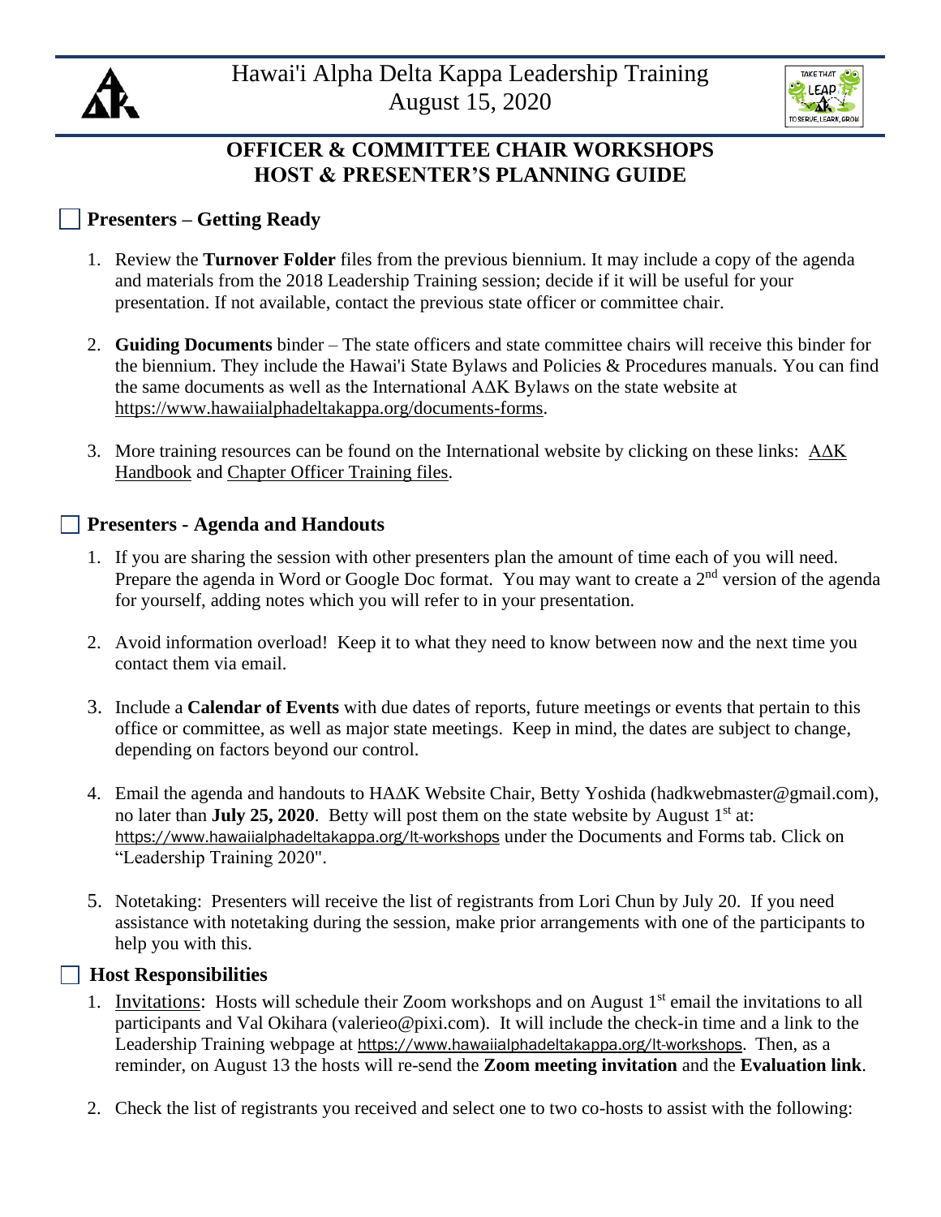# Hawai'i Alpha Delta Kappa Leadership Training
August 15, 2020

## OFFICER & COMMITTEE CHAIR WORKSHOPS
## HOST & PRESENTER'S PLANNING GUIDE

### ☐ Presenters – Getting Ready

1. Review the **Turnover Folder** files from the previous biennium. It may include a copy of the agenda and materials from the 2018 Leadership Training session; decide if it will be useful for your presentation. If not available, contact the previous state officer or committee chair.

2. **Guiding Documents** binder – The state officers and state committee chairs will receive this binder for the biennium. They include the Hawai'i State Bylaws and Policies & Procedures manuals. You can find the same documents as well as the International AΔK Bylaws on the state website at https://www.hawaiialphadeltakappa.org/documents-forms.

3. More training resources can be found on the International website by clicking on these links: AΔK Handbook and Chapter Officer Training files.

### ☐ Presenters - Agenda and Handouts

1. If you are sharing the session with other presenters plan the amount of time each of you will need. Prepare the agenda in Word or Google Doc format. You may want to create a 2nd version of the agenda for yourself, adding notes which you will refer to in your presentation.

2. Avoid information overload! Keep it to what they need to know between now and the next time you contact them via email.

3. Include a **Calendar of Events** with due dates of reports, future meetings or events that pertain to this office or committee, as well as major state meetings. Keep in mind, the dates are subject to change, depending on factors beyond our control.

4. Email the agenda and handouts to HAΔK Website Chair, Betty Yoshida (hadkwebmaster@gmail.com), no later than **July 25, 2020**. Betty will post them on the state website by August 1st at: https://www.hawaiialphadeltakappa.org/lt-workshops under the Documents and Forms tab. Click on "Leadership Training 2020".

5. Notetaking: Presenters will receive the list of registrants from Lori Chun by July 20. If you need assistance with notetaking during the session, make prior arrangements with one of the participants to help you with this.

### ☐ Host Responsibilities

1. Invitations: Hosts will schedule their Zoom workshops and on August 1st email the invitations to all participants and Val Okihara (valerieo@pixi.com). It will include the check-in time and a link to the Leadership Training webpage at https://www.hawaiialphadeltakappa.org/lt-workshops. Then, as a reminder, on August 13 the hosts will re-send the **Zoom meeting invitation** and the **Evaluation link**.

2. Check the list of registrants you received and select one to two co-hosts to assist with the following: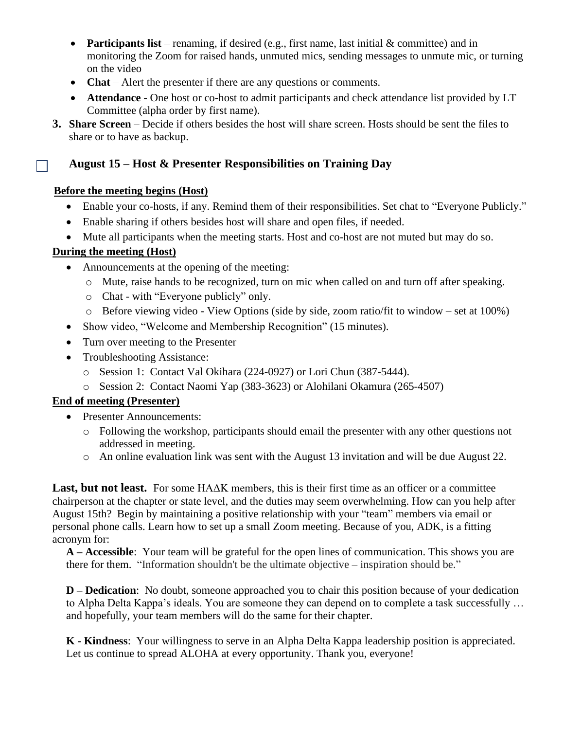- **Participants list** – renaming, if desired (e.g., first name, last initial & committee) and in monitoring the Zoom for raised hands, unmuted mics, sending messages to unmute mic, or turning on the video
- **Chat** – Alert the presenter if there are any questions or comments.
- **Attendance** - One host or co-host to admit participants and check attendance list provided by LT Committee (alpha order by first name).

3. **Share Screen** – Decide if others besides the host will share screen. Hosts should be sent the files to share or to have as backup.

## ☐ August 15 – Host & Presenter Responsibilities on Training Day

**Before the meeting begins (Host)**

- Enable your co-hosts, if any. Remind them of their responsibilities. Set chat to "Everyone Publicly."
- Enable sharing if others besides host will share and open files, if needed.
- Mute all participants when the meeting starts. Host and co-host are not muted but may do so.

**During the meeting (Host)**

- Announcements at the opening of the meeting:
  - Mute, raise hands to be recognized, turn on mic when called on and turn off after speaking.
  - Chat - with "Everyone publicly" only.
  - Before viewing video - View Options (side by side, zoom ratio/fit to window – set at 100%)
- Show video, "Welcome and Membership Recognition" (15 minutes).
- Turn over meeting to the Presenter
- Troubleshooting Assistance:
  - Session 1: Contact Val Okihara (224-0927) or Lori Chun (387-5444).
  - Session 2: Contact Naomi Yap (383-3623) or Alohilani Okamura (265-4507)

**End of meeting (Presenter)**

- Presenter Announcements:
  - Following the workshop, participants should email the presenter with any other questions not addressed in meeting.
  - An online evaluation link was sent with the August 13 invitation and will be due August 22.

**Last, but not least.** For some HAΔK members, this is their first time as an officer or a committee chairperson at the chapter or state level, and the duties may seem overwhelming. How can you help after August 15th? Begin by maintaining a positive relationship with your "team" members via email or personal phone calls. Learn how to set up a small Zoom meeting. Because of you, ADK, is a fitting acronym for:

**A – Accessible**: Your team will be grateful for the open lines of communication. This shows you are there for them. "Information shouldn't be the ultimate objective – inspiration should be."

**D – Dedication**: No doubt, someone approached you to chair this position because of your dedication to Alpha Delta Kappa's ideals. You are someone they can depend on to complete a task successfully … and hopefully, your team members will do the same for their chapter.

**K - Kindness**: Your willingness to serve in an Alpha Delta Kappa leadership position is appreciated. Let us continue to spread ALOHA at every opportunity. Thank you, everyone!